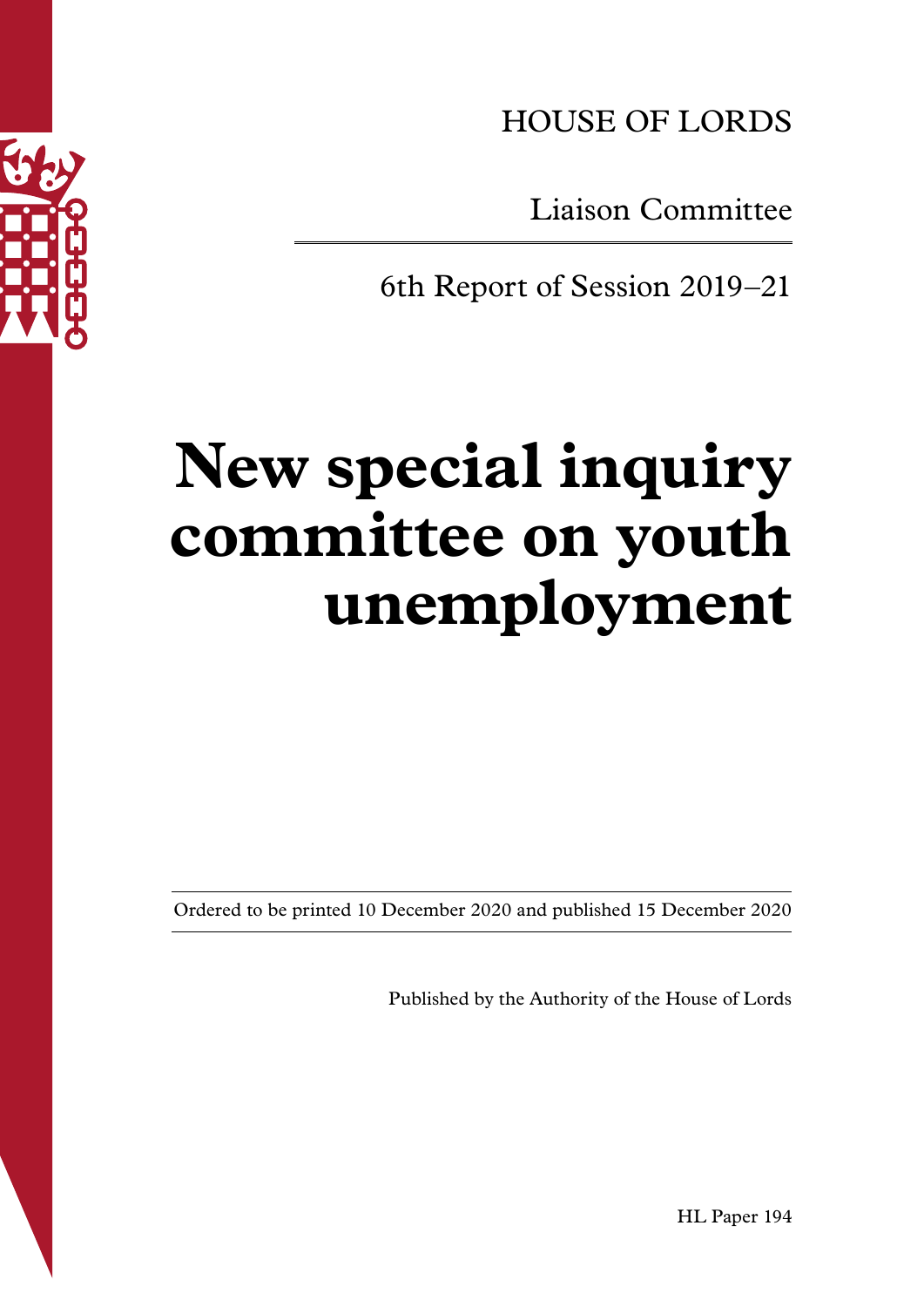HOUSE OF LORDS

Liaison Committee

6th Report of Session 2019–21

# New special inquiry committee on youth unemployment

Ordered to be printed 10 December 2020 and published 15 December 2020

Published by the Authority of the House of Lords

HL Paper 194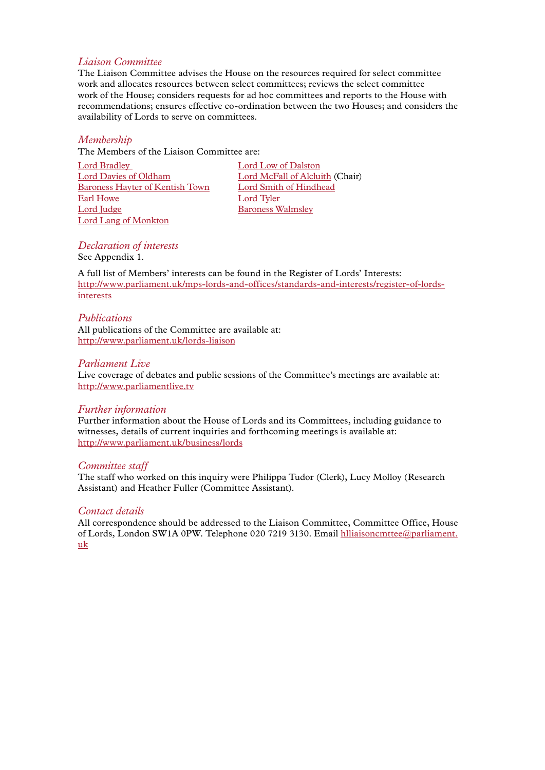## *Liaison Committee*

The Liaison Committee advises the House on the resources required for select committee work and allocates resources between select committees; reviews the select committee work of the House; considers requests for ad hoc committees and reports to the House with recommendations; ensures effective co-ordination between the two Houses; and considers the availability of Lords to serve on committees.

## *Membership*

The Members of the Liaison Committee are:

- Lord Bradley
- Lord Davies of Oldham
- Baroness Hayter of Kentish Town
- Earl Howe
- Lord Judge
- Lord Lang of Monkton
- Lord Low of Dalston
- Lord McFall of Alcluith (Chair)
- Lord Smith of Hindhead
- Lord Tyler
- Baroness Walmsley

## *Declaration of interests*

See Appendix 1.

A full list of Members' interests can be found in the Register of Lords' Interests:
http://www.parliament.uk/mps-lords-and-offices/standards-and-interests/register-of-lords-interests

## *Publications*

All publications of the Committee are available at:
http://www.parliament.uk/lords-liaison

## *Parliament Live*

Live coverage of debates and public sessions of the Committee's meetings are available at:
http://www.parliamentlive.tv

## *Further information*

Further information about the House of Lords and its Committees, including guidance to witnesses, details of current inquiries and forthcoming meetings is available at:
http://www.parliament.uk/business/lords

## *Committee staff*

The staff who worked on this inquiry were Philippa Tudor (Clerk), Lucy Molloy (Research Assistant) and Heather Fuller (Committee Assistant).

## *Contact details*

All correspondence should be addressed to the Liaison Committee, Committee Office, House of Lords, London SW1A 0PW. Telephone 020 7219 3130. Email hlliaisoncmttee@parliament.uk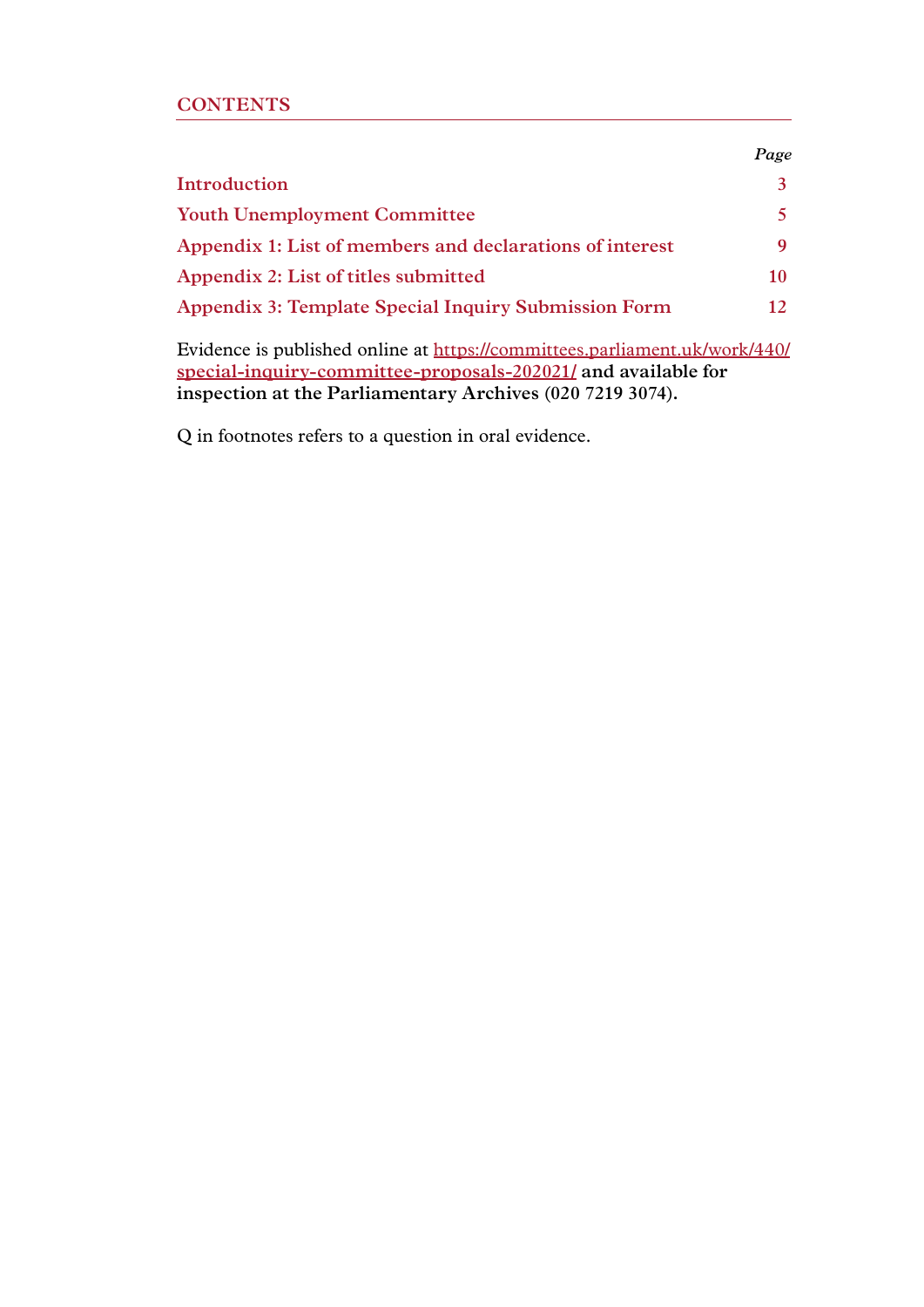# CONTENTS

| | *Page* |
|---|---|
| **Introduction** | **3** |
| **Youth Unemployment Committee** | **5** |
| **Appendix 1: List of members and declarations of interest** | **9** |
| **Appendix 2: List of titles submitted** | **10** |
| **Appendix 3: Template Special Inquiry Submission Form** | **12** |

Evidence is published online at https://committees.parliament.uk/work/440/special-inquiry-committee-proposals-202021/ **and available for inspection at the Parliamentary Archives (020 7219 3074).**

Q in footnotes refers to a question in oral evidence.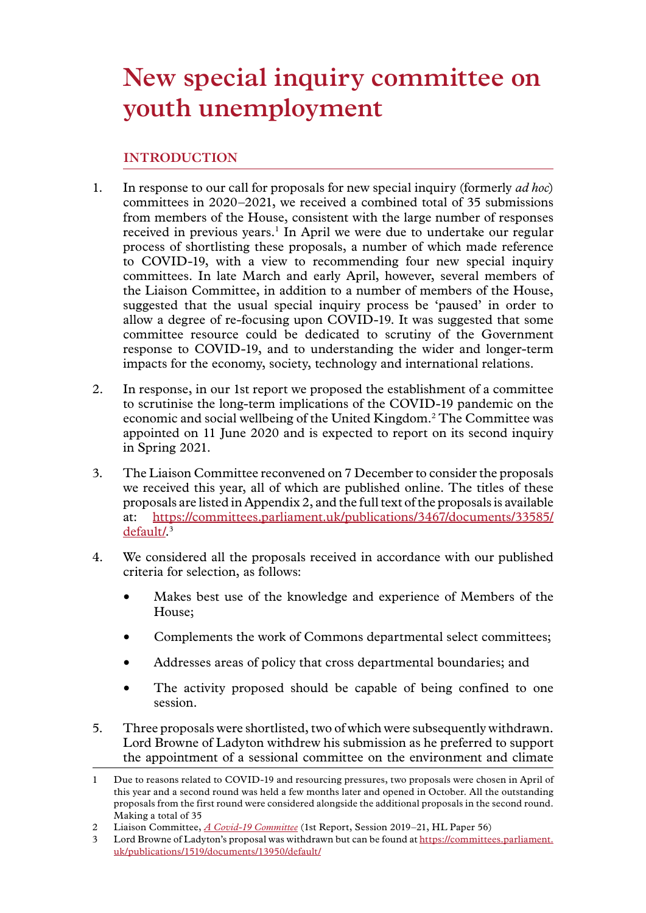# New special inquiry committee on youth unemployment

## INTRODUCTION

1. In response to our call for proposals for new special inquiry (formerly *ad hoc*) committees in 2020–2021, we received a combined total of 35 submissions from members of the House, consistent with the large number of responses received in previous years.[1] In April we were due to undertake our regular process of shortlisting these proposals, a number of which made reference to COVID-19, with a view to recommending four new special inquiry committees. In late March and early April, however, several members of the Liaison Committee, in addition to a number of members of the House, suggested that the usual special inquiry process be 'paused' in order to allow a degree of re-focusing upon COVID-19. It was suggested that some committee resource could be dedicated to scrutiny of the Government response to COVID-19, and to understanding the wider and longer-term impacts for the economy, society, technology and international relations.

2. In response, in our 1st report we proposed the establishment of a committee to scrutinise the long-term implications of the COVID-19 pandemic on the economic and social wellbeing of the United Kingdom.[2] The Committee was appointed on 11 June 2020 and is expected to report on its second inquiry in Spring 2021.

3. The Liaison Committee reconvened on 7 December to consider the proposals we received this year, all of which are published online. The titles of these proposals are listed in Appendix 2, and the full text of the proposals is available at: [https://committees.parliament.uk/publications/3467/documents/33585/default/](https://committees.parliament.uk/publications/3467/documents/33585/default/).[3]

4. We considered all the proposals received in accordance with our published criteria for selection, as follows:

   - Makes best use of the knowledge and experience of Members of the House;
   - Complements the work of Commons departmental select committees;
   - Addresses areas of policy that cross departmental boundaries; and
   - The activity proposed should be capable of being confined to one session.

5. Three proposals were shortlisted, two of which were subsequently withdrawn. Lord Browne of Ladyton withdrew his submission as he preferred to support the appointment of a sessional committee on the environment and climate

---

1 Due to reasons related to COVID-19 and resourcing pressures, two proposals were chosen in April of this year and a second round was held a few months later and opened in October. All the outstanding proposals from the first round were considered alongside the additional proposals in the second round. Making a total of 35

2 Liaison Committee, *A Covid-19 Committee* (1st Report, Session 2019–21, HL Paper 56)

3 Lord Browne of Ladyton's proposal was withdrawn but can be found at [https://committees.parliament.uk/publications/1519/documents/13950/default/](https://committees.parliament.uk/publications/1519/documents/13950/default/)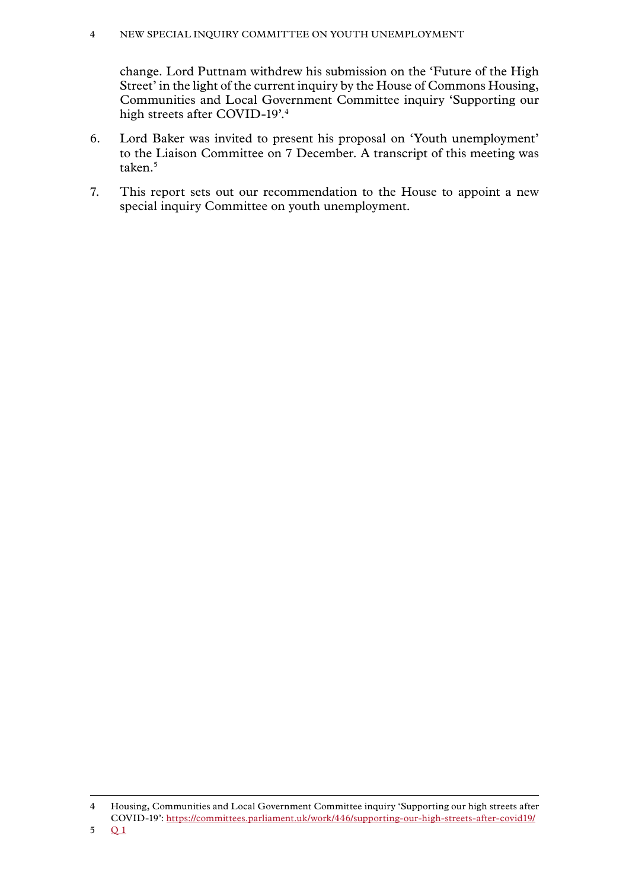change. Lord Puttnam withdrew his submission on the 'Future of the High Street' in the light of the current inquiry by the House of Commons Housing, Communities and Local Government Committee inquiry 'Supporting our high streets after COVID-19'.[4]

6. Lord Baker was invited to present his proposal on 'Youth unemployment' to the Liaison Committee on 7 December. A transcript of this meeting was taken.[5]

7. This report sets out our recommendation to the House to appoint a new special inquiry Committee on youth unemployment.

---

4 Housing, Communities and Local Government Committee inquiry 'Supporting our high streets after COVID-19': https://committees.parliament.uk/work/446/supporting-our-high-streets-after-covid19/

5 Q 1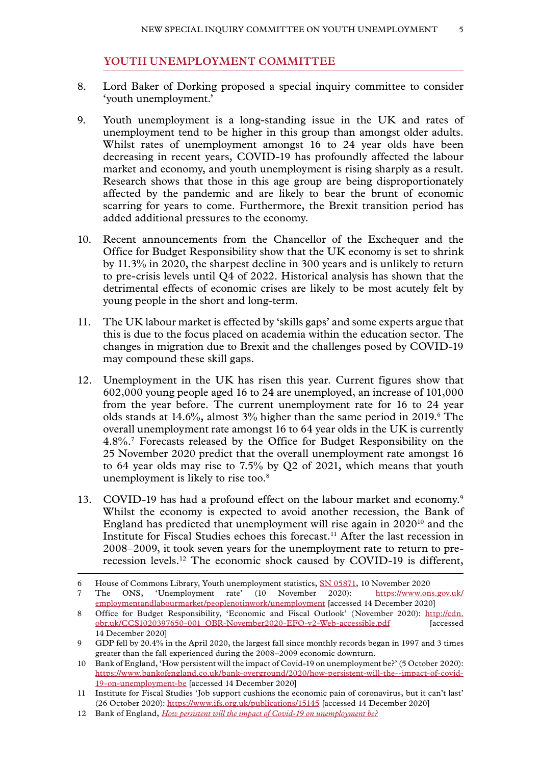## YOUTH UNEMPLOYMENT COMMITTEE

8. Lord Baker of Dorking proposed a special inquiry committee to consider 'youth unemployment.'

9. Youth unemployment is a long-standing issue in the UK and rates of unemployment tend to be higher in this group than amongst older adults. Whilst rates of unemployment amongst 16 to 24 year olds have been decreasing in recent years, COVID-19 has profoundly affected the labour market and economy, and youth unemployment is rising sharply as a result. Research shows that those in this age group are being disproportionately affected by the pandemic and are likely to bear the brunt of economic scarring for years to come. Furthermore, the Brexit transition period has added additional pressures to the economy.

10. Recent announcements from the Chancellor of the Exchequer and the Office for Budget Responsibility show that the UK economy is set to shrink by 11.3% in 2020, the sharpest decline in 300 years and is unlikely to return to pre-crisis levels until Q4 of 2022. Historical analysis has shown that the detrimental effects of economic crises are likely to be most acutely felt by young people in the short and long-term.

11. The UK labour market is effected by 'skills gaps' and some experts argue that this is due to the focus placed on academia within the education sector. The changes in migration due to Brexit and the challenges posed by COVID-19 may compound these skill gaps.

12. Unemployment in the UK has risen this year. Current figures show that 602,000 young people aged 16 to 24 are unemployed, an increase of 101,000 from the year before. The current unemployment rate for 16 to 24 year olds stands at 14.6%, almost 3% higher than the same period in 2019.[6] The overall unemployment rate amongst 16 to 64 year olds in the UK is currently 4.8%.[7] Forecasts released by the Office for Budget Responsibility on the 25 November 2020 predict that the overall unemployment rate amongst 16 to 64 year olds may rise to 7.5% by Q2 of 2021, which means that youth unemployment is likely to rise too.[8]

13. COVID-19 has had a profound effect on the labour market and economy.[9] Whilst the economy is expected to avoid another recession, the Bank of England has predicted that unemployment will rise again in 2020[10] and the Institute for Fiscal Studies echoes this forecast.[11] After the last recession in 2008–2009, it took seven years for the unemployment rate to return to pre-recession levels.[12] The economic shock caused by COVID-19 is different,

---

6 House of Commons Library, Youth unemployment statistics, SN 05871, 10 November 2020

7 The ONS, 'Unemployment rate' (10 November 2020): https://www.ons.gov.uk/employmentandlabourmarket/peoplenotinwork/unemployment [accessed 14 December 2020]

8 Office for Budget Responsibility, 'Economic and Fiscal Outlook' (November 2020): http://cdn.obr.uk/CCS1020397650-001_OBR-November2020-EFO-v2-Web-accessible.pdf [accessed 14 December 2020]

9 GDP fell by 20.4% in the April 2020, the largest fall since monthly records began in 1997 and 3 times greater than the fall experienced during the 2008–2009 economic downturn.

10 Bank of England, 'How persistent will the impact of Covid-19 on unemployment be?' (5 October 2020): https://www.bankofengland.co.uk/bank-overground/2020/how-persistent-will-the--impact-of-covid-19-on-unemployment-be [accessed 14 December 2020]

11 Institute for Fiscal Studies 'Job support cushions the economic pain of coronavirus, but it can't last' (26 October 2020): https://www.ifs.org.uk/publications/15145 [accessed 14 December 2020]

12 Bank of England, *How persistent will the impact of Covid-19 on unemployment be?*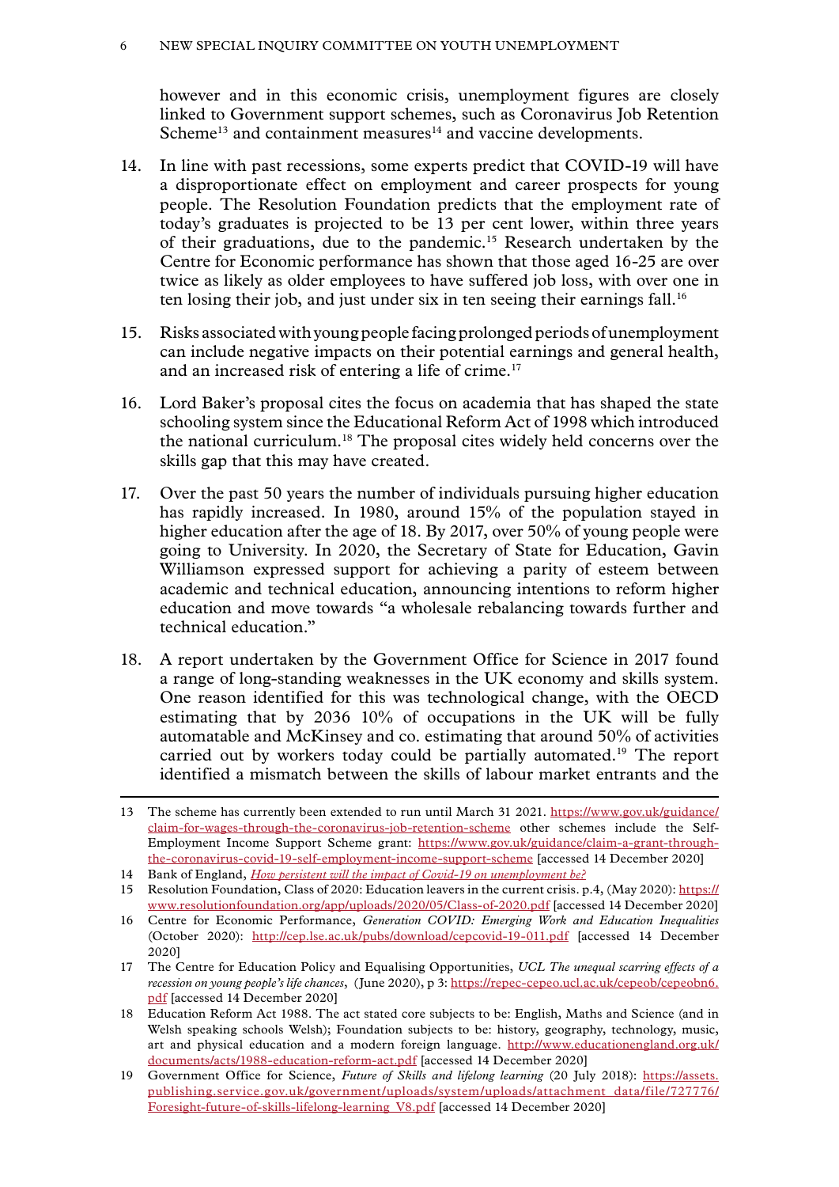however and in this economic crisis, unemployment figures are closely linked to Government support schemes, such as Coronavirus Job Retention Scheme[13] and containment measures[14] and vaccine developments.

14. In line with past recessions, some experts predict that COVID-19 will have a disproportionate effect on employment and career prospects for young people. The Resolution Foundation predicts that the employment rate of today's graduates is projected to be 13 per cent lower, within three years of their graduations, due to the pandemic.[15] Research undertaken by the Centre for Economic performance has shown that those aged 16-25 are over twice as likely as older employees to have suffered job loss, with over one in ten losing their job, and just under six in ten seeing their earnings fall.[16]

15. Risks associated with young people facing prolonged periods of unemployment can include negative impacts on their potential earnings and general health, and an increased risk of entering a life of crime.[17]

16. Lord Baker's proposal cites the focus on academia that has shaped the state schooling system since the Educational Reform Act of 1998 which introduced the national curriculum.[18] The proposal cites widely held concerns over the skills gap that this may have created.

17. Over the past 50 years the number of individuals pursuing higher education has rapidly increased. In 1980, around 15% of the population stayed in higher education after the age of 18. By 2017, over 50% of young people were going to University. In 2020, the Secretary of State for Education, Gavin Williamson expressed support for achieving a parity of esteem between academic and technical education, announcing intentions to reform higher education and move towards "a wholesale rebalancing towards further and technical education."

18. A report undertaken by the Government Office for Science in 2017 found a range of long-standing weaknesses in the UK economy and skills system. One reason identified for this was technological change, with the OECD estimating that by 2036 10% of occupations in the UK will be fully automatable and McKinsey and co. estimating that around 50% of activities carried out by workers today could be partially automated.[19] The report identified a mismatch between the skills of labour market entrants and the

---

13 The scheme has currently been extended to run until March 31 2021. https://www.gov.uk/guidance/claim-for-wages-through-the-coronavirus-job-retention-scheme other schemes include the Self-Employment Income Support Scheme grant: https://www.gov.uk/guidance/claim-a-grant-through-the-coronavirus-covid-19-self-employment-income-support-scheme [accessed 14 December 2020]

14 Bank of England, *How persistent will the impact of Covid-19 on unemployment be?*

15 Resolution Foundation, Class of 2020: Education leavers in the current crisis. p.4, (May 2020): https://www.resolutionfoundation.org/app/uploads/2020/05/Class-of-2020.pdf [accessed 14 December 2020]

16 Centre for Economic Performance, *Generation COVID: Emerging Work and Education Inequalities* (October 2020): http://cep.lse.ac.uk/pubs/download/cepcovid-19-011.pdf [accessed 14 December 2020]

17 The Centre for Education Policy and Equalising Opportunities, *UCL The unequal scarring effects of a recession on young people's life chances*, (June 2020), p 3: https://repec-cepeo.ucl.ac.uk/cepeob/cepeobn6.pdf [accessed 14 December 2020]

18 Education Reform Act 1988. The act stated core subjects to be: English, Maths and Science (and in Welsh speaking schools Welsh); Foundation subjects to be: history, geography, technology, music, art and physical education and a modern foreign language. http://www.educationengland.org.uk/documents/acts/1988-education-reform-act.pdf [accessed 14 December 2020]

19 Government Office for Science, *Future of Skills and lifelong learning* (20 July 2018): https://assets.publishing.service.gov.uk/government/uploads/system/uploads/attachment_data/file/727776/Foresight-future-of-skills-lifelong-learning_V8.pdf [accessed 14 December 2020]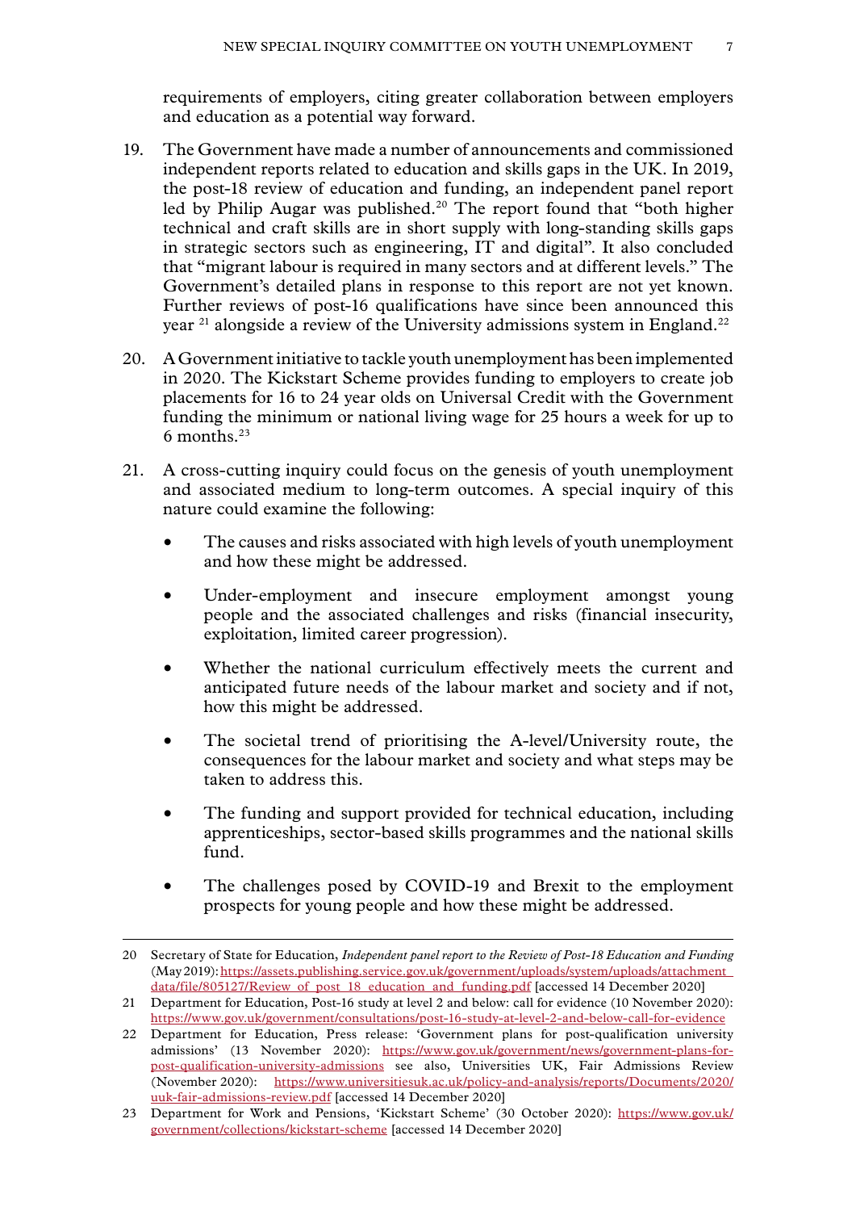requirements of employers, citing greater collaboration between employers and education as a potential way forward.

19. The Government have made a number of announcements and commissioned independent reports related to education and skills gaps in the UK. In 2019, the post-18 review of education and funding, an independent panel report led by Philip Augar was published.[20] The report found that "both higher technical and craft skills are in short supply with long-standing skills gaps in strategic sectors such as engineering, IT and digital". It also concluded that "migrant labour is required in many sectors and at different levels." The Government's detailed plans in response to this report are not yet known. Further reviews of post-16 qualifications have since been announced this year [21] alongside a review of the University admissions system in England.[22]

20. A Government initiative to tackle youth unemployment has been implemented in 2020. The Kickstart Scheme provides funding to employers to create job placements for 16 to 24 year olds on Universal Credit with the Government funding the minimum or national living wage for 25 hours a week for up to 6 months.[23]

21. A cross-cutting inquiry could focus on the genesis of youth unemployment and associated medium to long-term outcomes. A special inquiry of this nature could examine the following:

    - The causes and risks associated with high levels of youth unemployment and how these might be addressed.
    - Under-employment and insecure employment amongst young people and the associated challenges and risks (financial insecurity, exploitation, limited career progression).
    - Whether the national curriculum effectively meets the current and anticipated future needs of the labour market and society and if not, how this might be addressed.
    - The societal trend of prioritising the A-level/University route, the consequences for the labour market and society and what steps may be taken to address this.
    - The funding and support provided for technical education, including apprenticeships, sector-based skills programmes and the national skills fund.
    - The challenges posed by COVID-19 and Brexit to the employment prospects for young people and how these might be addressed.

---

20 Secretary of State for Education, *Independent panel report to the Review of Post-18 Education and Funding* (May 2019): https://assets.publishing.service.gov.uk/government/uploads/system/uploads/attachment_data/file/805127/Review_of_post_18_education_and_funding.pdf [accessed 14 December 2020]

21 Department for Education, Post-16 study at level 2 and below: call for evidence (10 November 2020): https://www.gov.uk/government/consultations/post-16-study-at-level-2-and-below-call-for-evidence

22 Department for Education, Press release: 'Government plans for post-qualification university admissions' (13 November 2020): https://www.gov.uk/government/news/government-plans-for-post-qualification-university-admissions see also, Universities UK, Fair Admissions Review (November 2020): https://www.universitiesuk.ac.uk/policy-and-analysis/reports/Documents/2020/uuk-fair-admissions-review.pdf [accessed 14 December 2020]

23 Department for Work and Pensions, 'Kickstart Scheme' (30 October 2020): https://www.gov.uk/government/collections/kickstart-scheme [accessed 14 December 2020]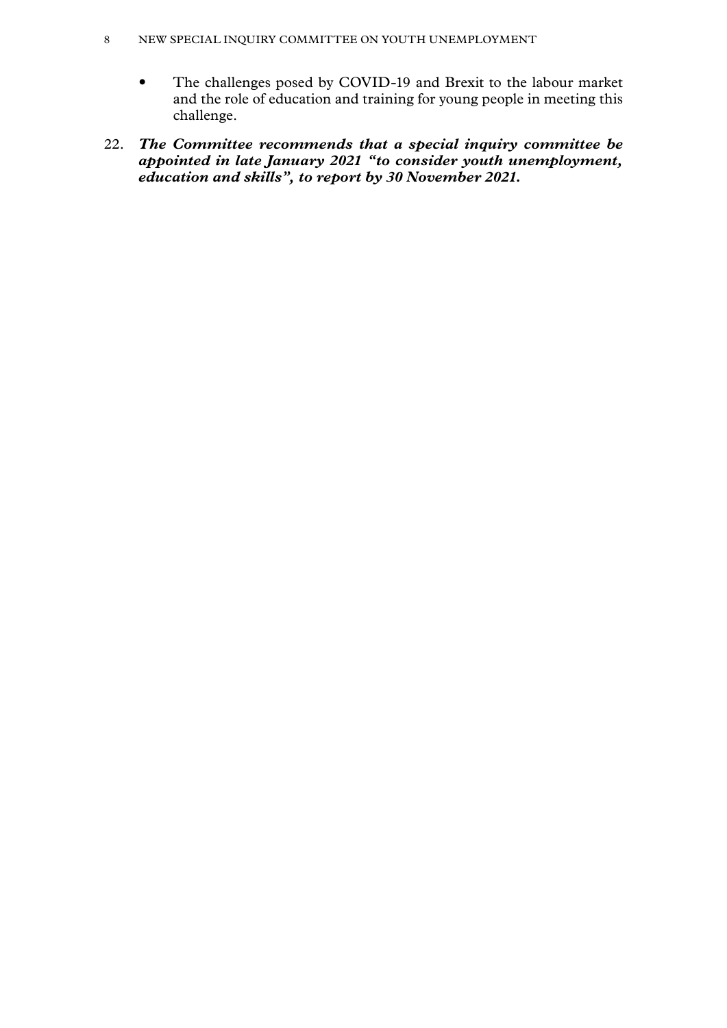- The challenges posed by COVID-19 and Brexit to the labour market and the role of education and training for young people in meeting this challenge.

22. ***The Committee recommends that a special inquiry committee be appointed in late January 2021 "to consider youth unemployment, education and skills", to report by 30 November 2021.***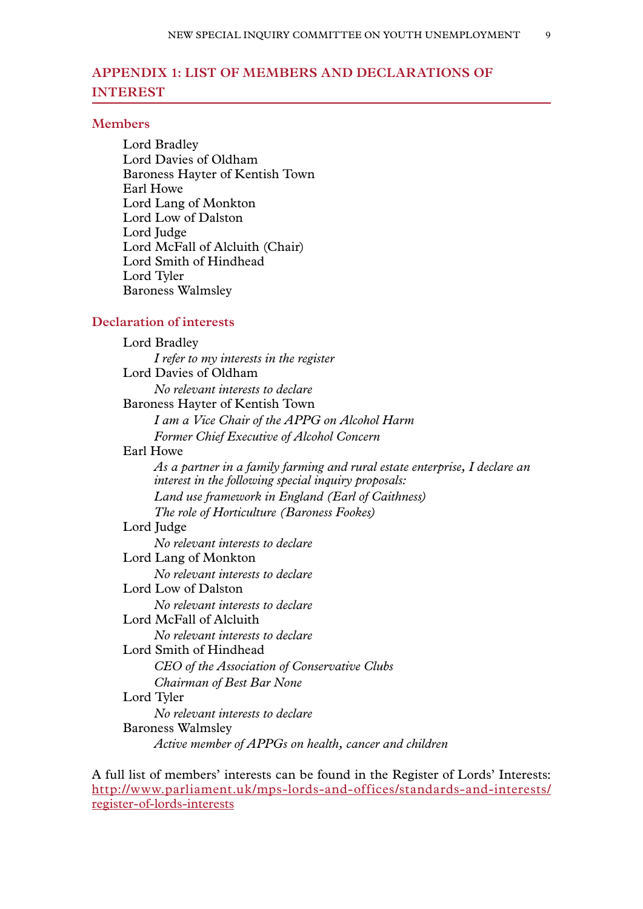## APPENDIX 1: LIST OF MEMBERS AND DECLARATIONS OF INTEREST

### Members

Lord Bradley
Lord Davies of Oldham
Baroness Hayter of Kentish Town
Earl Howe
Lord Lang of Monkton
Lord Low of Dalston
Lord Judge
Lord McFall of Alcluith (Chair)
Lord Smith of Hindhead
Lord Tyler
Baroness Walmsley

### Declaration of interests

Lord Bradley
*I refer to my interests in the register*

Lord Davies of Oldham
*No relevant interests to declare*

Baroness Hayter of Kentish Town
*I am a Vice Chair of the APPG on Alcohol Harm*
*Former Chief Executive of Alcohol Concern*

Earl Howe
*As a partner in a family farming and rural estate enterprise, I declare an interest in the following special inquiry proposals:*
*Land use framework in England (Earl of Caithness)*
*The role of Horticulture (Baroness Fookes)*

Lord Judge
*No relevant interests to declare*

Lord Lang of Monkton
*No relevant interests to declare*

Lord Low of Dalston
*No relevant interests to declare*

Lord McFall of Alcluith
*No relevant interests to declare*

Lord Smith of Hindhead
*CEO of the Association of Conservative Clubs*
*Chairman of Best Bar None*

Lord Tyler
*No relevant interests to declare*

Baroness Walmsley
*Active member of APPGs on health, cancer and children*

A full list of members' interests can be found in the Register of Lords' Interests: http://www.parliament.uk/mps-lords-and-offices/standards-and-interests/register-of-lords-interests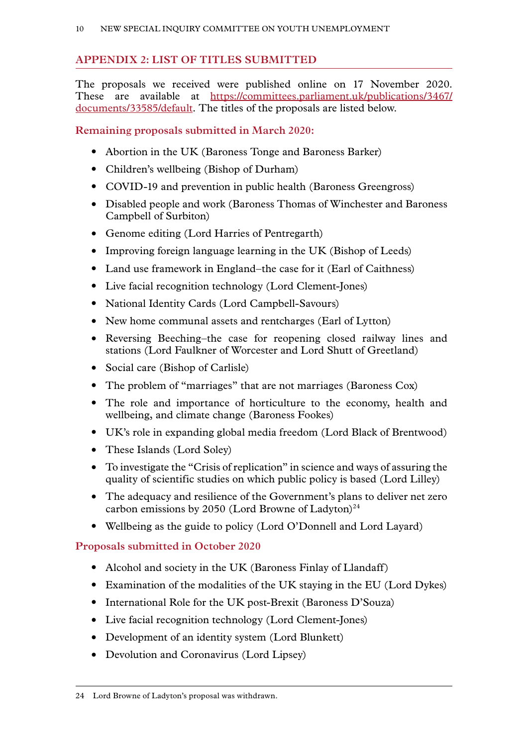## APPENDIX 2: LIST OF TITLES SUBMITTED

The proposals we received were published online on 17 November 2020. These are available at https://committees.parliament.uk/publications/3467/documents/33585/default. The titles of the proposals are listed below.

### Remaining proposals submitted in March 2020:

- Abortion in the UK (Baroness Tonge and Baroness Barker)
- Children's wellbeing (Bishop of Durham)
- COVID-19 and prevention in public health (Baroness Greengross)
- Disabled people and work (Baroness Thomas of Winchester and Baroness Campbell of Surbiton)
- Genome editing (Lord Harries of Pentregarth)
- Improving foreign language learning in the UK (Bishop of Leeds)
- Land use framework in England–the case for it (Earl of Caithness)
- Live facial recognition technology (Lord Clement-Jones)
- National Identity Cards (Lord Campbell-Savours)
- New home communal assets and rentcharges (Earl of Lytton)
- Reversing Beeching–the case for reopening closed railway lines and stations (Lord Faulkner of Worcester and Lord Shutt of Greetland)
- Social care (Bishop of Carlisle)
- The problem of "marriages" that are not marriages (Baroness Cox)
- The role and importance of horticulture to the economy, health and wellbeing, and climate change (Baroness Fookes)
- UK's role in expanding global media freedom (Lord Black of Brentwood)
- These Islands (Lord Soley)
- To investigate the "Crisis of replication" in science and ways of assuring the quality of scientific studies on which public policy is based (Lord Lilley)
- The adequacy and resilience of the Government's plans to deliver net zero carbon emissions by 2050 (Lord Browne of Ladyton)[24]
- Wellbeing as the guide to policy (Lord O'Donnell and Lord Layard)

### Proposals submitted in October 2020

- Alcohol and society in the UK (Baroness Finlay of Llandaff)
- Examination of the modalities of the UK staying in the EU (Lord Dykes)
- International Role for the UK post-Brexit (Baroness D'Souza)
- Live facial recognition technology (Lord Clement-Jones)
- Development of an identity system (Lord Blunkett)
- Devolution and Coronavirus (Lord Lipsey)

24 Lord Browne of Ladyton's proposal was withdrawn.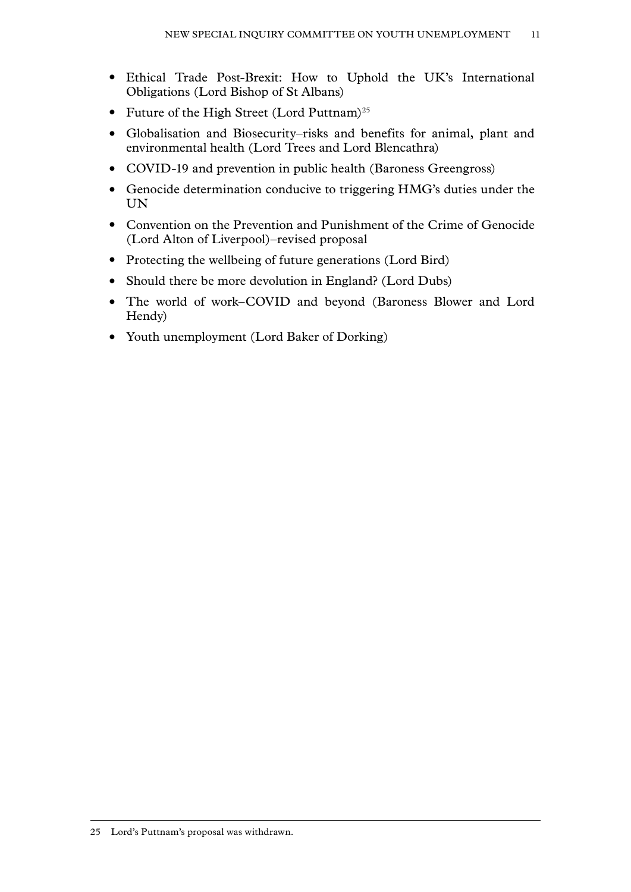- Ethical Trade Post-Brexit: How to Uphold the UK's International Obligations (Lord Bishop of St Albans)
- Future of the High Street (Lord Puttnam)[25]
- Globalisation and Biosecurity–risks and benefits for animal, plant and environmental health (Lord Trees and Lord Blencathra)
- COVID-19 and prevention in public health (Baroness Greengross)
- Genocide determination conducive to triggering HMG's duties under the UN
- Convention on the Prevention and Punishment of the Crime of Genocide (Lord Alton of Liverpool)–revised proposal
- Protecting the wellbeing of future generations (Lord Bird)
- Should there be more devolution in England? (Lord Dubs)
- The world of work–COVID and beyond (Baroness Blower and Lord Hendy)
- Youth unemployment (Lord Baker of Dorking)

---

25 Lord's Puttnam's proposal was withdrawn.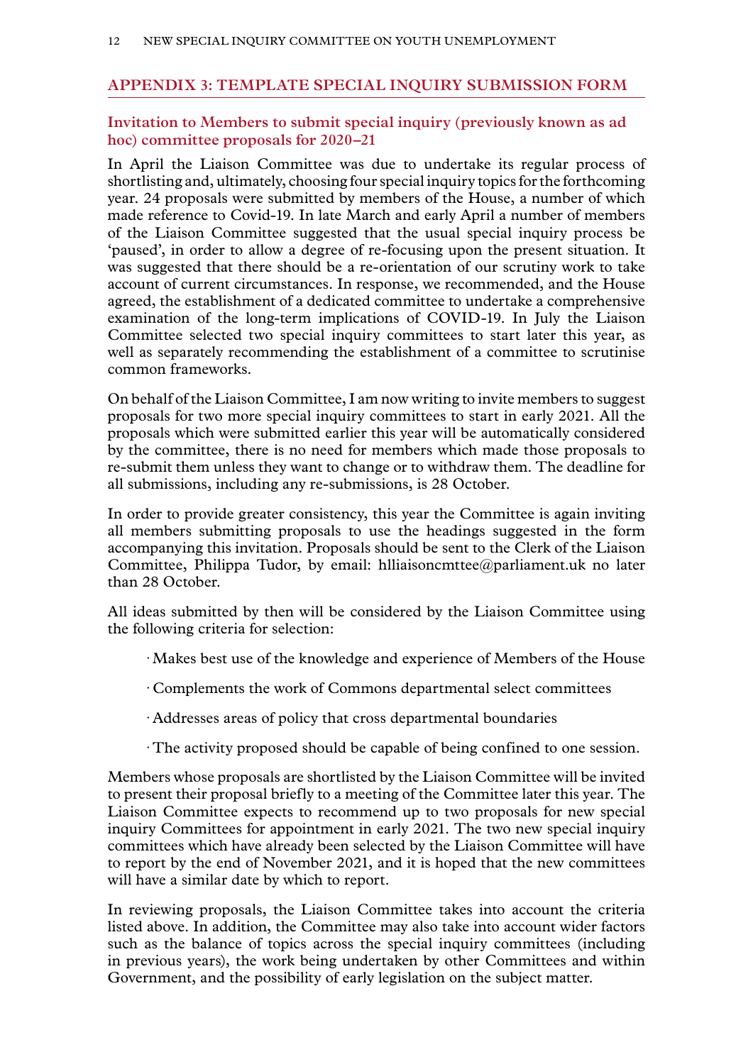## APPENDIX 3: TEMPLATE SPECIAL INQUIRY SUBMISSION FORM

### Invitation to Members to submit special inquiry (previously known as ad hoc) committee proposals for 2020–21

In April the Liaison Committee was due to undertake its regular process of shortlisting and, ultimately, choosing four special inquiry topics for the forthcoming year. 24 proposals were submitted by members of the House, a number of which made reference to Covid-19. In late March and early April a number of members of the Liaison Committee suggested that the usual special inquiry process be 'paused', in order to allow a degree of re-focusing upon the present situation. It was suggested that there should be a re-orientation of our scrutiny work to take account of current circumstances. In response, we recommended, and the House agreed, the establishment of a dedicated committee to undertake a comprehensive examination of the long-term implications of COVID-19. In July the Liaison Committee selected two special inquiry committees to start later this year, as well as separately recommending the establishment of a committee to scrutinise common frameworks.

On behalf of the Liaison Committee, I am now writing to invite members to suggest proposals for two more special inquiry committees to start in early 2021. All the proposals which were submitted earlier this year will be automatically considered by the committee, there is no need for members which made those proposals to re-submit them unless they want to change or to withdraw them. The deadline for all submissions, including any re-submissions, is 28 October.

In order to provide greater consistency, this year the Committee is again inviting all members submitting proposals to use the headings suggested in the form accompanying this invitation. Proposals should be sent to the Clerk of the Liaison Committee, Philippa Tudor, by email: hlliaisoncmttee@parliament.uk no later than 28 October.

All ideas submitted by then will be considered by the Liaison Committee using the following criteria for selection:

- Makes best use of the knowledge and experience of Members of the House
- Complements the work of Commons departmental select committees
- Addresses areas of policy that cross departmental boundaries
- The activity proposed should be capable of being confined to one session.

Members whose proposals are shortlisted by the Liaison Committee will be invited to present their proposal briefly to a meeting of the Committee later this year. The Liaison Committee expects to recommend up to two proposals for new special inquiry Committees for appointment in early 2021. The two new special inquiry committees which have already been selected by the Liaison Committee will have to report by the end of November 2021, and it is hoped that the new committees will have a similar date by which to report.

In reviewing proposals, the Liaison Committee takes into account the criteria listed above. In addition, the Committee may also take into account wider factors such as the balance of topics across the special inquiry committees (including in previous years), the work being undertaken by other Committees and within Government, and the possibility of early legislation on the subject matter.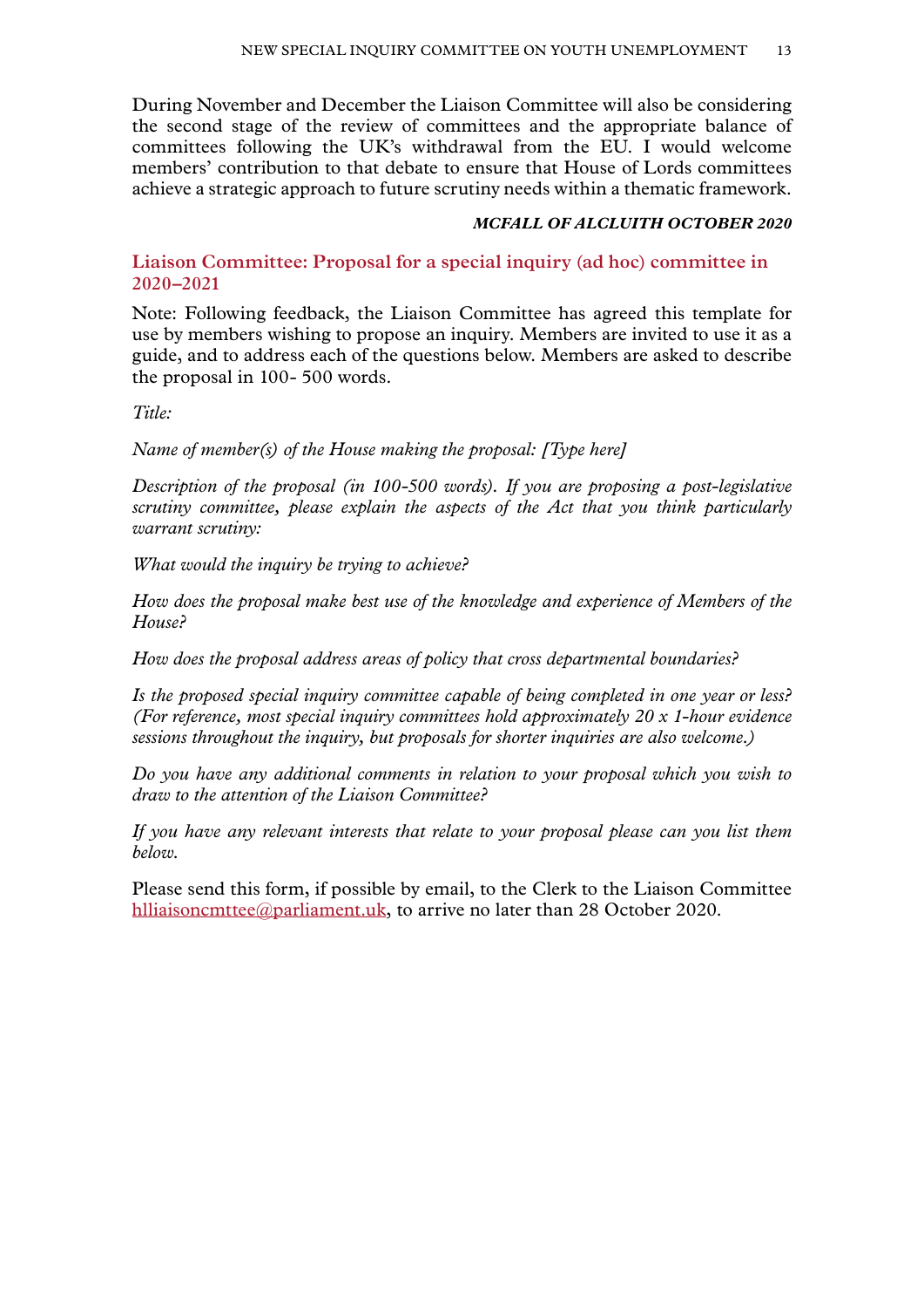During November and December the Liaison Committee will also be considering the second stage of the review of committees and the appropriate balance of committees following the UK's withdrawal from the EU. I would welcome members' contribution to that debate to ensure that House of Lords committees achieve a strategic approach to future scrutiny needs within a thematic framework.

***MCFALL OF ALCLUITH OCTOBER 2020***

### Liaison Committee: Proposal for a special inquiry (ad hoc) committee in 2020–2021

Note: Following feedback, the Liaison Committee has agreed this template for use by members wishing to propose an inquiry. Members are invited to use it as a guide, and to address each of the questions below. Members are asked to describe the proposal in 100- 500 words.

*Title:*

*Name of member(s) of the House making the proposal: [Type here]*

*Description of the proposal (in 100-500 words). If you are proposing a post-legislative scrutiny committee, please explain the aspects of the Act that you think particularly warrant scrutiny:*

*What would the inquiry be trying to achieve?*

*How does the proposal make best use of the knowledge and experience of Members of the House?*

*How does the proposal address areas of policy that cross departmental boundaries?*

*Is the proposed special inquiry committee capable of being completed in one year or less? (For reference, most special inquiry committees hold approximately 20 x 1-hour evidence sessions throughout the inquiry, but proposals for shorter inquiries are also welcome.)*

*Do you have any additional comments in relation to your proposal which you wish to draw to the attention of the Liaison Committee?*

*If you have any relevant interests that relate to your proposal please can you list them below.*

Please send this form, if possible by email, to the Clerk to the Liaison Committee hlliaisoncmttee@parliament.uk, to arrive no later than 28 October 2020.